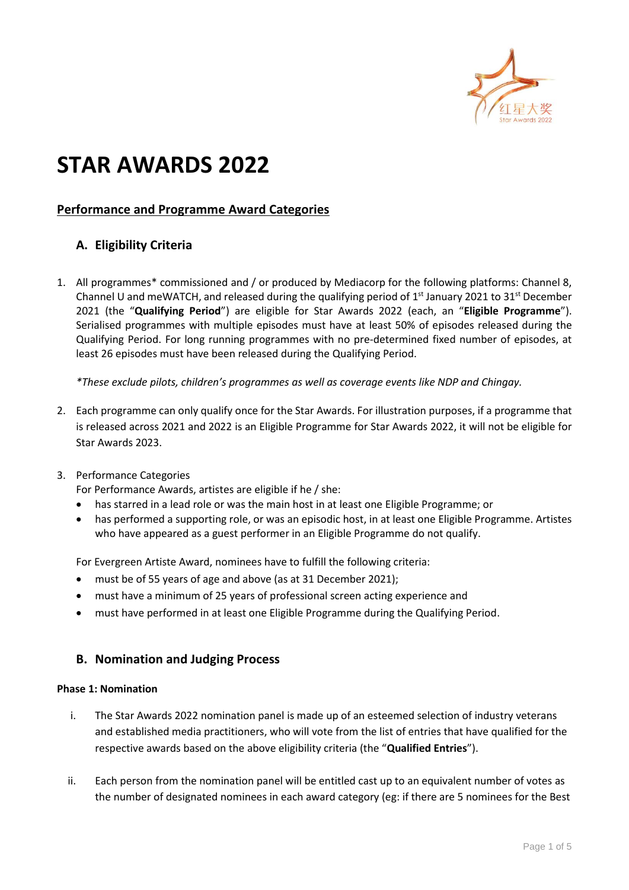# STAR AWARDS 2022

## Performance and Programme Award Categories

### A. Eligibility Criteria

1. All programmes* commissioned and / or produced by Mediacorp for the following platforms: Channel 8, Channel U and meWATCH, and released during the qualifying period of 1st January 2021 to 31st December 2021 (the "**Qualifying Period**") are eligible for Star Awards 2022 (each, an "**Eligible Programme**"). Serialised programmes with multiple episodes must have at least 50% of episodes released during the Qualifying Period. For long running programmes with no pre-determined fixed number of episodes, at least 26 episodes must have been released during the Qualifying Period.

   *\*These exclude pilots, children's programmes as well as coverage events like NDP and Chingay.*

2. Each programme can only qualify once for the Star Awards. For illustration purposes, if a programme that is released across 2021 and 2022 is an Eligible Programme for Star Awards 2022, it will not be eligible for Star Awards 2023.

3. Performance Categories
   For Performance Awards, artistes are eligible if he / she:
   - has starred in a lead role or was the main host in at least one Eligible Programme; or
   - has performed a supporting role, or was an episodic host, in at least one Eligible Programme. Artistes who have appeared as a guest performer in an Eligible Programme do not qualify.

   For Evergreen Artiste Award, nominees have to fulfill the following criteria:
   - must be of 55 years of age and above (as at 31 December 2021);
   - must have a minimum of 25 years of professional screen acting experience and
   - must have performed in at least one Eligible Programme during the Qualifying Period.

### B. Nomination and Judging Process

**Phase 1: Nomination**

i. The Star Awards 2022 nomination panel is made up of an esteemed selection of industry veterans and established media practitioners, who will vote from the list of entries that have qualified for the respective awards based on the above eligibility criteria (the "**Qualified Entries**").

ii. Each person from the nomination panel will be entitled cast up to an equivalent number of votes as the number of designated nominees in each award category (eg: if there are 5 nominees for the Best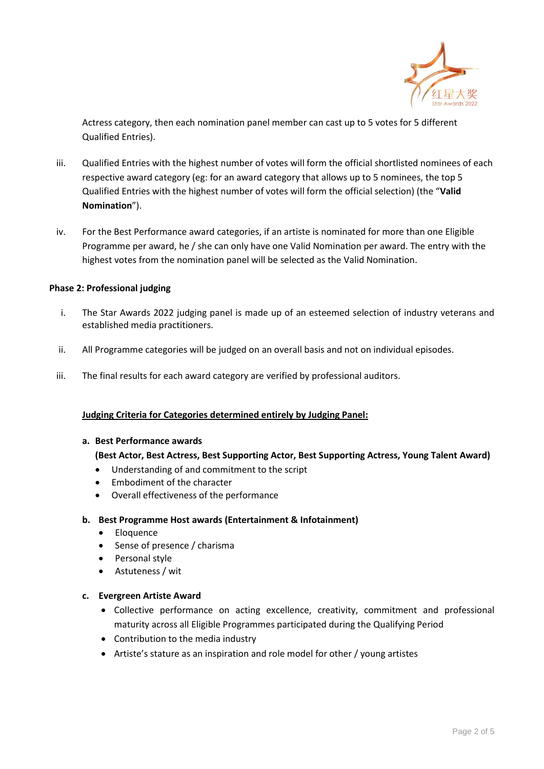Actress category, then each nomination panel member can cast up to 5 votes for 5 different Qualified Entries).

iii. Qualified Entries with the highest number of votes will form the official shortlisted nominees of each respective award category (eg: for an award category that allows up to 5 nominees, the top 5 Qualified Entries with the highest number of votes will form the official selection) (the "**Valid Nomination**").

iv. For the Best Performance award categories, if an artiste is nominated for more than one Eligible Programme per award, he / she can only have one Valid Nomination per award. The entry with the highest votes from the nomination panel will be selected as the Valid Nomination.

**Phase 2: Professional judging**

i. The Star Awards 2022 judging panel is made up of an esteemed selection of industry veterans and established media practitioners.

ii. All Programme categories will be judged on an overall basis and not on individual episodes.

iii. The final results for each award category are verified by professional auditors.

**Judging Criteria for Categories determined entirely by Judging Panel:**

**a. Best Performance awards**
**(Best Actor, Best Actress, Best Supporting Actor, Best Supporting Actress, Young Talent Award)**

- Understanding of and commitment to the script
- Embodiment of the character
- Overall effectiveness of the performance

**b. Best Programme Host awards (Entertainment & Infotainment)**

- Eloquence
- Sense of presence / charisma
- Personal style
- Astuteness / wit

**c. Evergreen Artiste Award**

- Collective performance on acting excellence, creativity, commitment and professional maturity across all Eligible Programmes participated during the Qualifying Period
- Contribution to the media industry
- Artiste's stature as an inspiration and role model for other / young artistes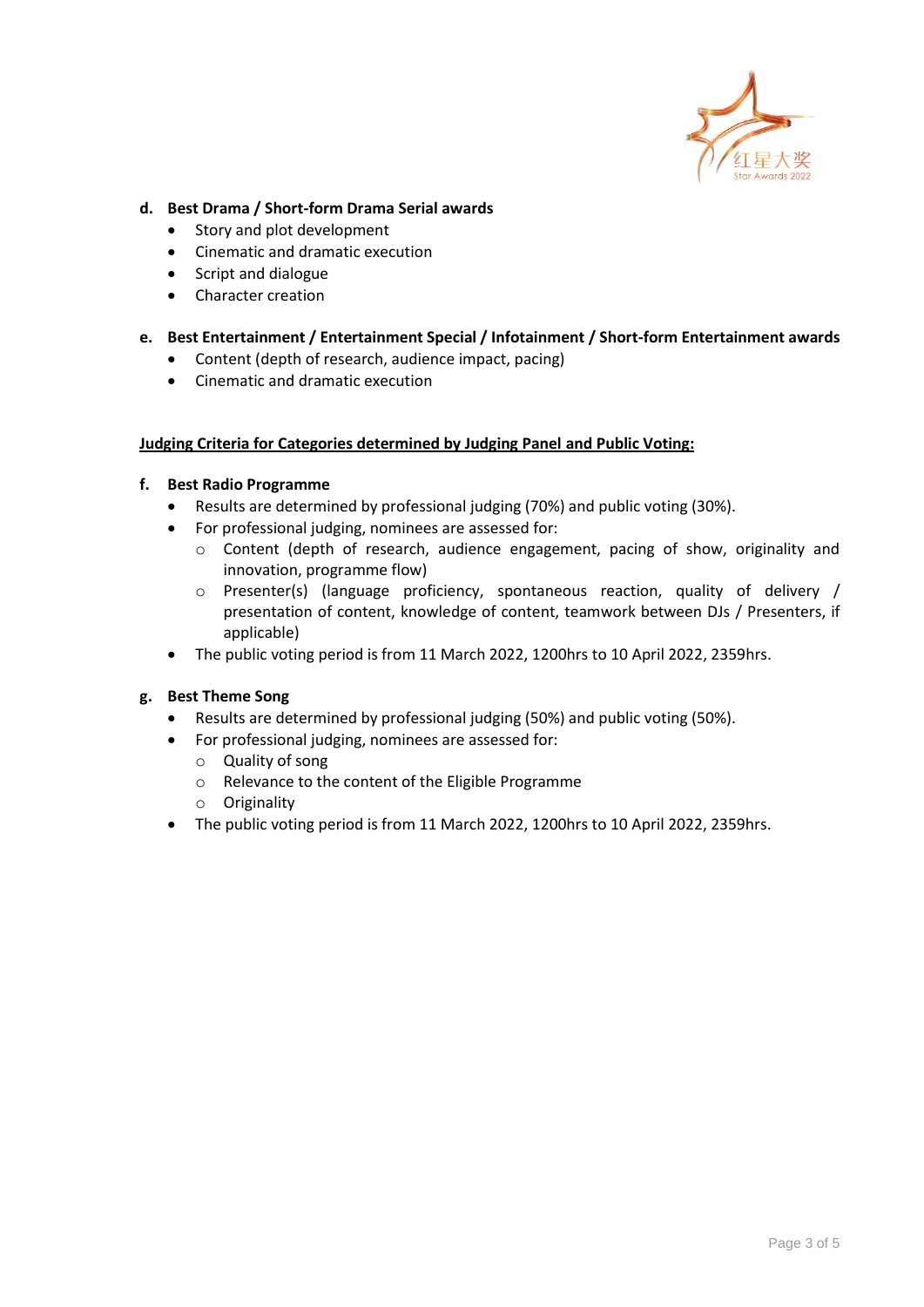**d. Best Drama / Short-form Drama Serial awards**

- Story and plot development
- Cinematic and dramatic execution
- Script and dialogue
- Character creation

**e. Best Entertainment / Entertainment Special / Infotainment / Short-form Entertainment awards**

- Content (depth of research, audience impact, pacing)
- Cinematic and dramatic execution

**<u>Judging Criteria for Categories determined by Judging Panel and Public Voting:</u>**

**f. Best Radio Programme**

- Results are determined by professional judging (70%) and public voting (30%).
- For professional judging, nominees are assessed for:
  - Content (depth of research, audience engagement, pacing of show, originality and innovation, programme flow)
  - Presenter(s) (language proficiency, spontaneous reaction, quality of delivery / presentation of content, knowledge of content, teamwork between DJs / Presenters, if applicable)
- The public voting period is from 11 March 2022, 1200hrs to 10 April 2022, 2359hrs.

**g. Best Theme Song**

- Results are determined by professional judging (50%) and public voting (50%).
- For professional judging, nominees are assessed for:
  - Quality of song
  - Relevance to the content of the Eligible Programme
  - Originality
- The public voting period is from 11 March 2022, 1200hrs to 10 April 2022, 2359hrs.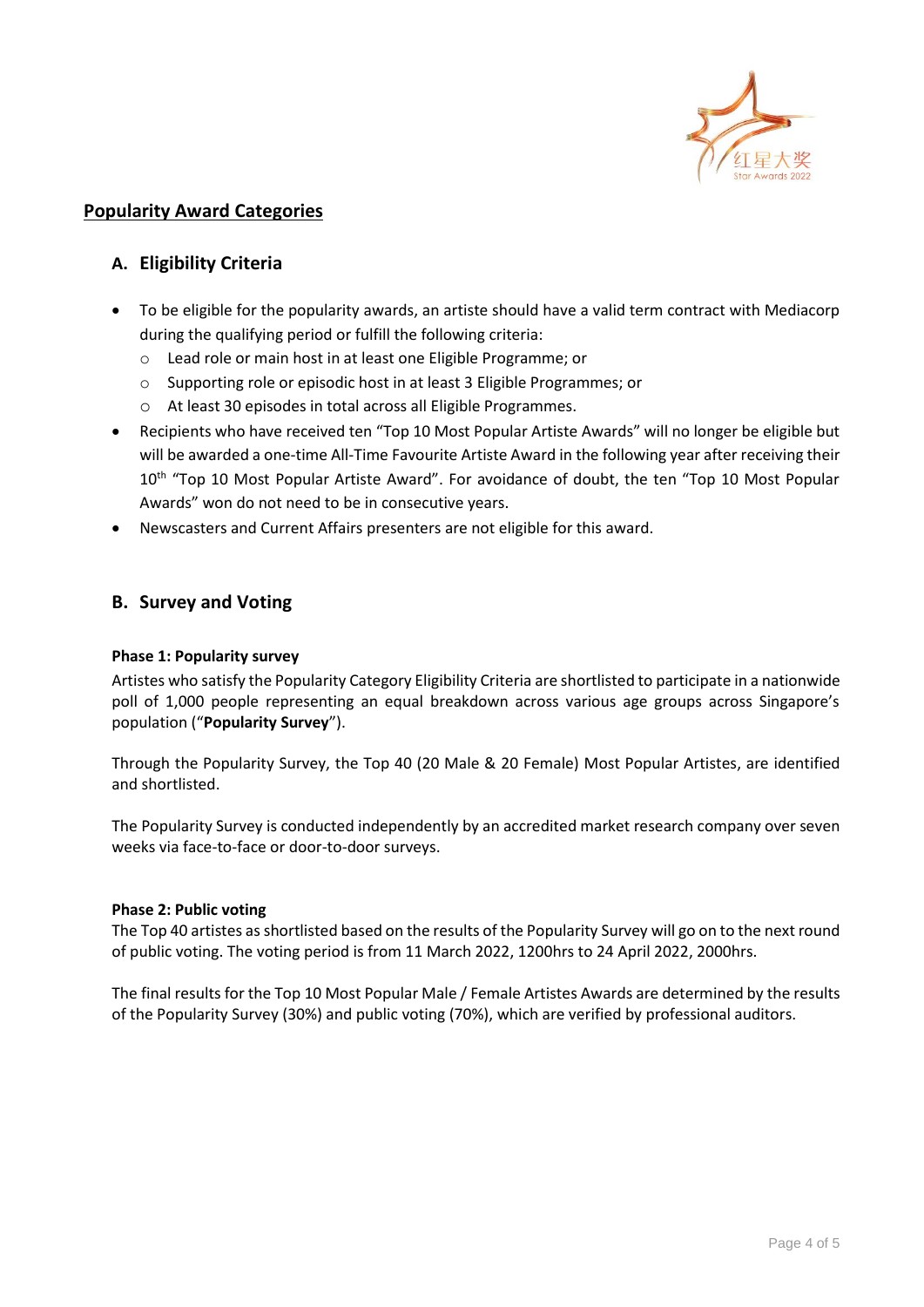## Popularity Award Categories

### A. Eligibility Criteria

- To be eligible for the popularity awards, an artiste should have a valid term contract with Mediacorp during the qualifying period or fulfill the following criteria:
  - Lead role or main host in at least one Eligible Programme; or
  - Supporting role or episodic host in at least 3 Eligible Programmes; or
  - At least 30 episodes in total across all Eligible Programmes.
- Recipients who have received ten "Top 10 Most Popular Artiste Awards" will no longer be eligible but will be awarded a one-time All-Time Favourite Artiste Award in the following year after receiving their 10th "Top 10 Most Popular Artiste Award". For avoidance of doubt, the ten "Top 10 Most Popular Awards" won do not need to be in consecutive years.
- Newscasters and Current Affairs presenters are not eligible for this award.

### B. Survey and Voting

**Phase 1: Popularity survey**

Artistes who satisfy the Popularity Category Eligibility Criteria are shortlisted to participate in a nationwide poll of 1,000 people representing an equal breakdown across various age groups across Singapore's population ("**Popularity Survey**").

Through the Popularity Survey, the Top 40 (20 Male & 20 Female) Most Popular Artistes, are identified and shortlisted.

The Popularity Survey is conducted independently by an accredited market research company over seven weeks via face-to-face or door-to-door surveys.

**Phase 2: Public voting**

The Top 40 artistes as shortlisted based on the results of the Popularity Survey will go on to the next round of public voting. The voting period is from 11 March 2022, 1200hrs to 24 April 2022, 2000hrs.

The final results for the Top 10 Most Popular Male / Female Artistes Awards are determined by the results of the Popularity Survey (30%) and public voting (70%), which are verified by professional auditors.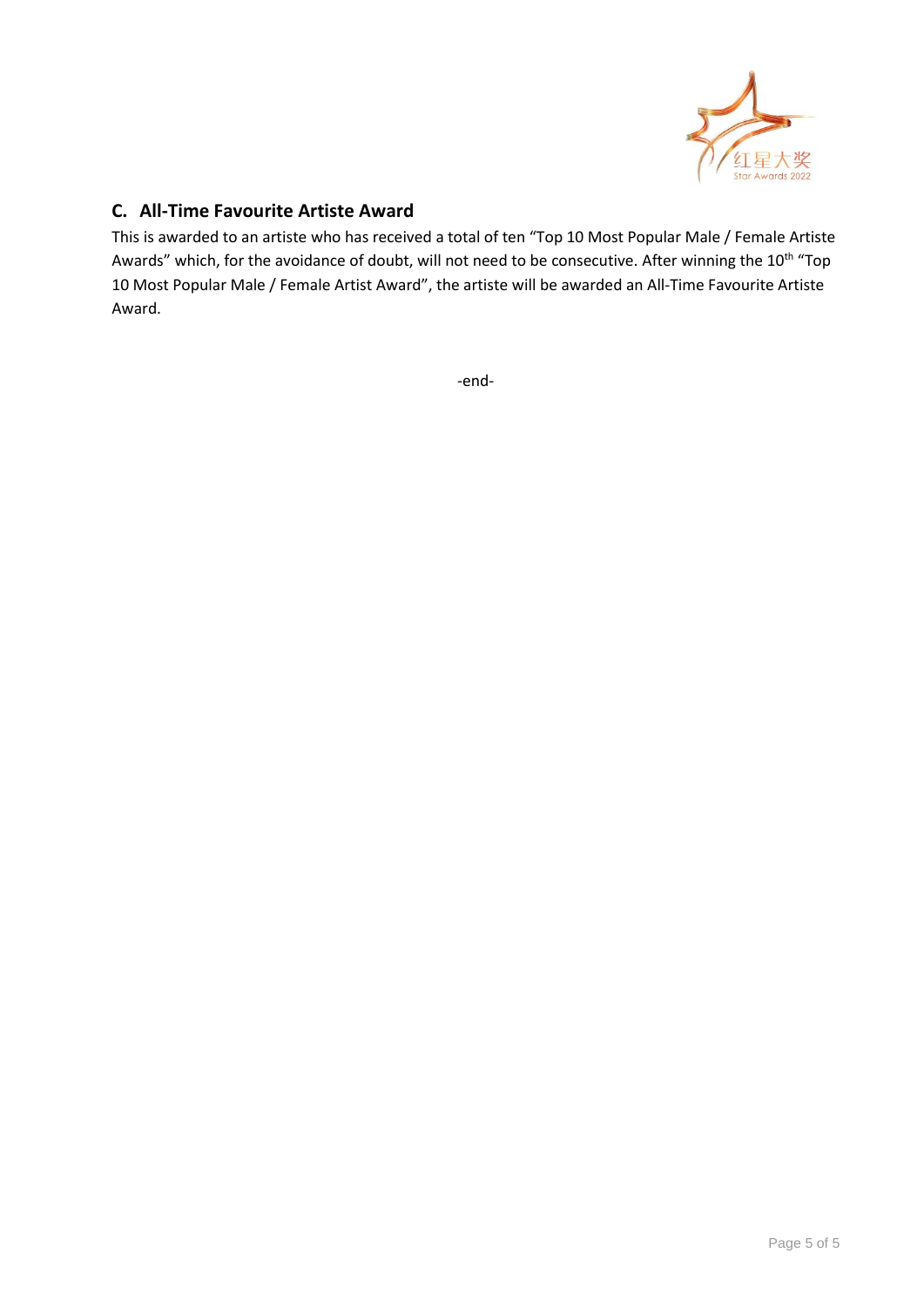## C. All-Time Favourite Artiste Award

This is awarded to an artiste who has received a total of ten "Top 10 Most Popular Male / Female Artiste Awards" which, for the avoidance of doubt, will not need to be consecutive. After winning the 10th "Top 10 Most Popular Male / Female Artist Award", the artiste will be awarded an All-Time Favourite Artiste Award.

-end-